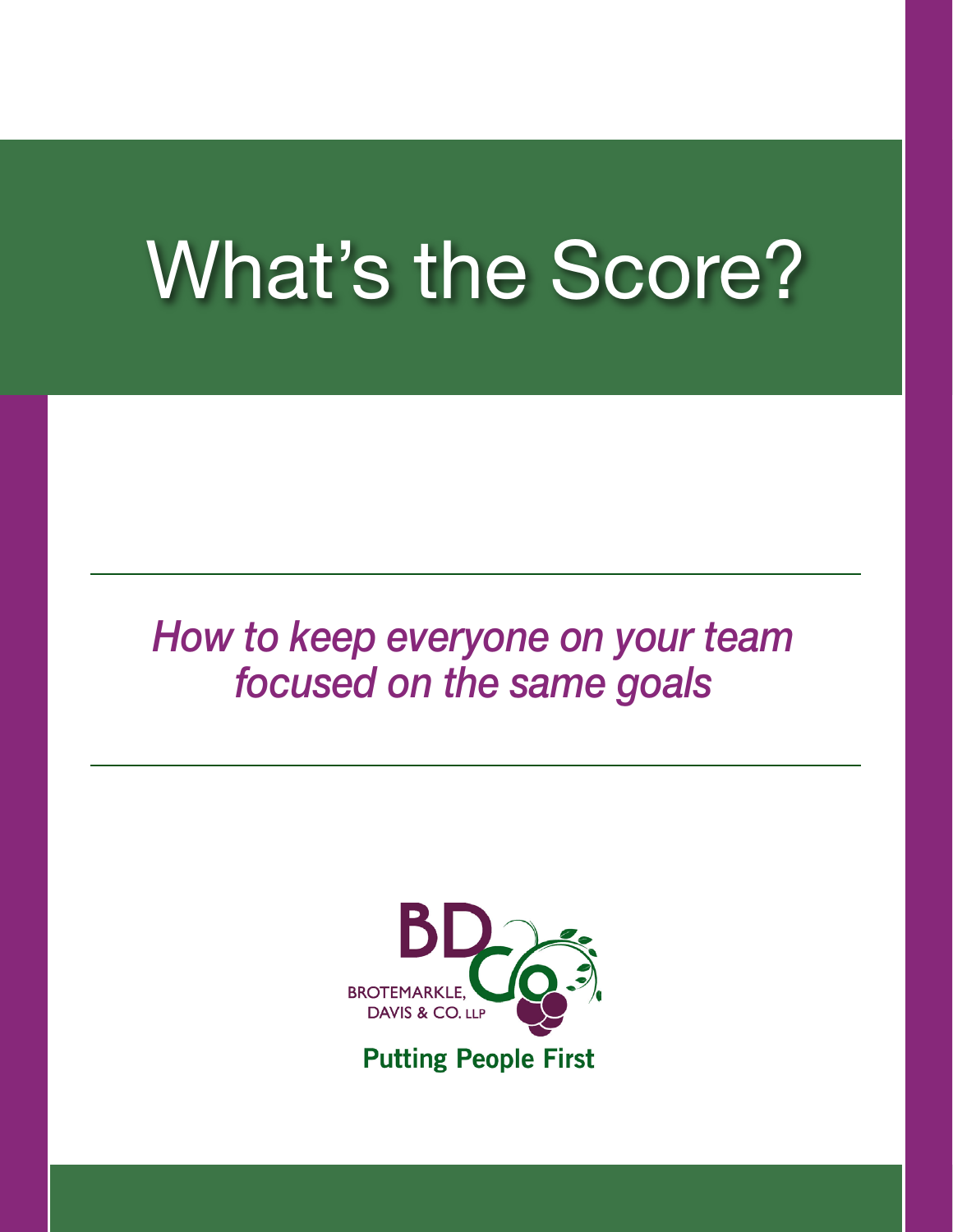# What's the Score?

*How to keep everyone on your team focused on the same goals*

BROTEMARKLE, DAVIS & CO. LLP

**Putting People First**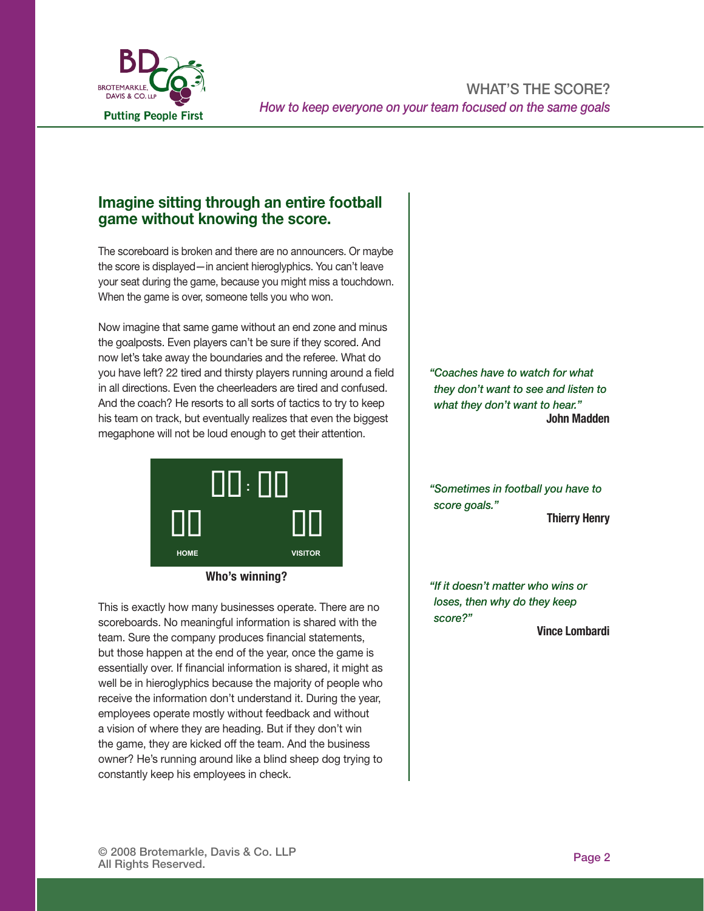## Imagine sitting through an entire football game without knowing the score.

The scoreboard is broken and there are no announcers. Or maybe the score is displayed—in ancient hieroglyphics. You can't leave your seat during the game, because you might miss a touchdown. When the game is over, someone tells you who won.

Now imagine that same game without an end zone and minus the goalposts. Even players can't be sure if they scored. And now let's take away the boundaries and the referee. What do you have left? 22 tired and thirsty players running around a field in all directions. Even the cheerleaders are tired and confused. And the coach? He resorts to all sorts of tactics to try to keep his team on track, but eventually realizes that even the biggest megaphone will not be loud enough to get their attention.

HOME VISITOR

**Who's winning?**

This is exactly how many businesses operate. There are no scoreboards. No meaningful information is shared with the team. Sure the company produces financial statements, but those happen at the end of the year, once the game is essentially over. If financial information is shared, it might as well be in hieroglyphics because the majority of people who receive the information don't understand it. During the year, employees operate mostly without feedback and without a vision of where they are heading. But if they don't win the game, they are kicked off the team. And the business owner? He's running around like a blind sheep dog trying to constantly keep his employees in check.

*"Coaches have to watch for what they don't want to see and listen to what they don't want to hear."*
**John Madden**

*"Sometimes in football you have to score goals."*
**Thierry Henry**

*"If it doesn't matter who wins or loses, then why do they keep score?"*
**Vince Lombardi**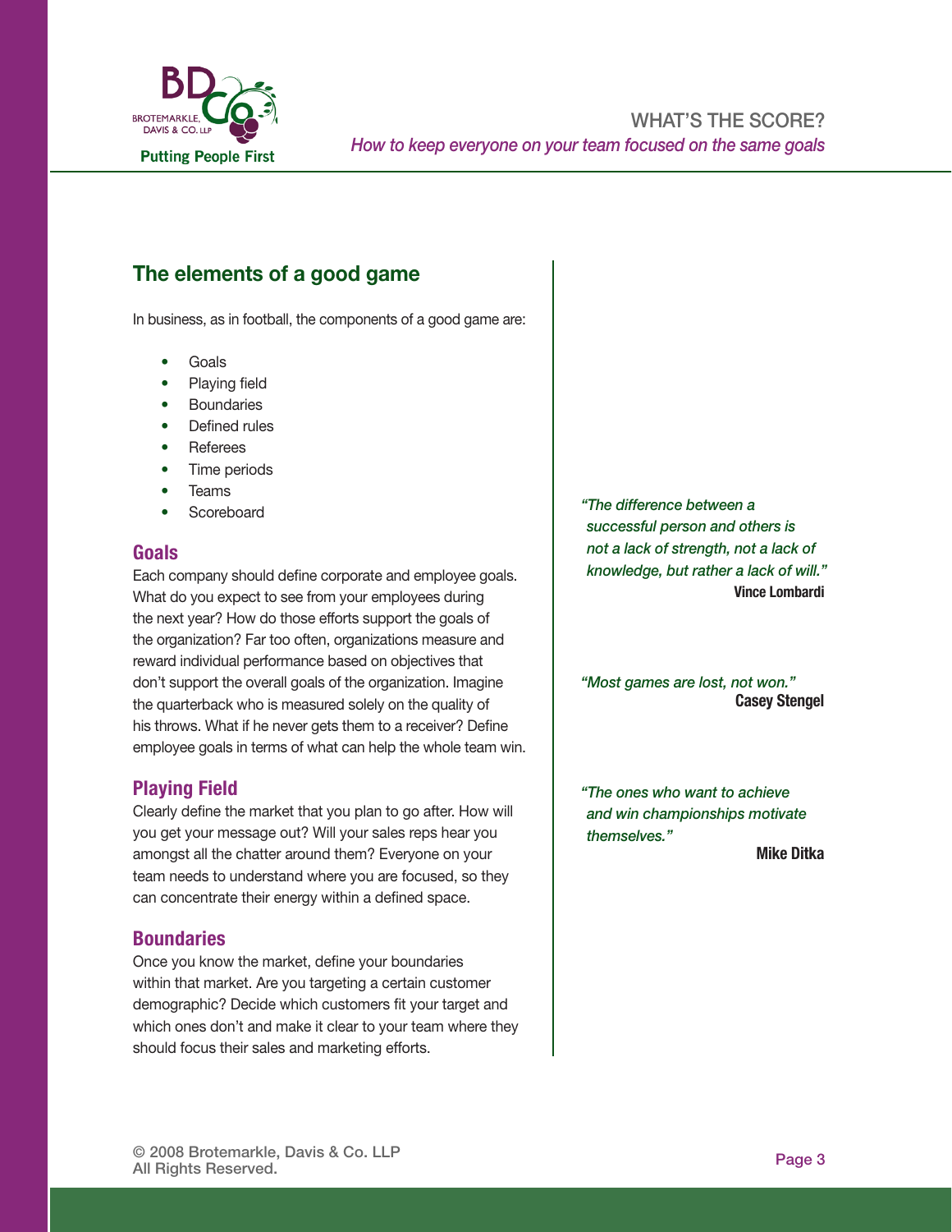## The elements of a good game

In business, as in football, the components of a good game are:

- Goals
- Playing field
- Boundaries
- Defined rules
- Referees
- Time periods
- Teams
- Scoreboard

### Goals

Each company should define corporate and employee goals. What do you expect to see from your employees during the next year? How do those efforts support the goals of the organization? Far too often, organizations measure and reward individual performance based on objectives that don't support the overall goals of the organization. Imagine the quarterback who is measured solely on the quality of his throws. What if he never gets them to a receiver? Define employee goals in terms of what can help the whole team win.

### Playing Field

Clearly define the market that you plan to go after. How will you get your message out? Will your sales reps hear you amongst all the chatter around them? Everyone on your team needs to understand where you are focused, so they can concentrate their energy within a defined space.

### Boundaries

Once you know the market, define your boundaries within that market. Are you targeting a certain customer demographic? Decide which customers fit your target and which ones don't and make it clear to your team where they should focus their sales and marketing efforts.

*"The difference between a successful person and others is not a lack of strength, not a lack of knowledge, but rather a lack of will."*
**Vince Lombardi**

*"Most games are lost, not won."*
**Casey Stengel**

*"The ones who want to achieve and win championships motivate themselves."*
**Mike Ditka**

© 2008 Brotemarkle, Davis & Co. LLP
All Rights Reserved.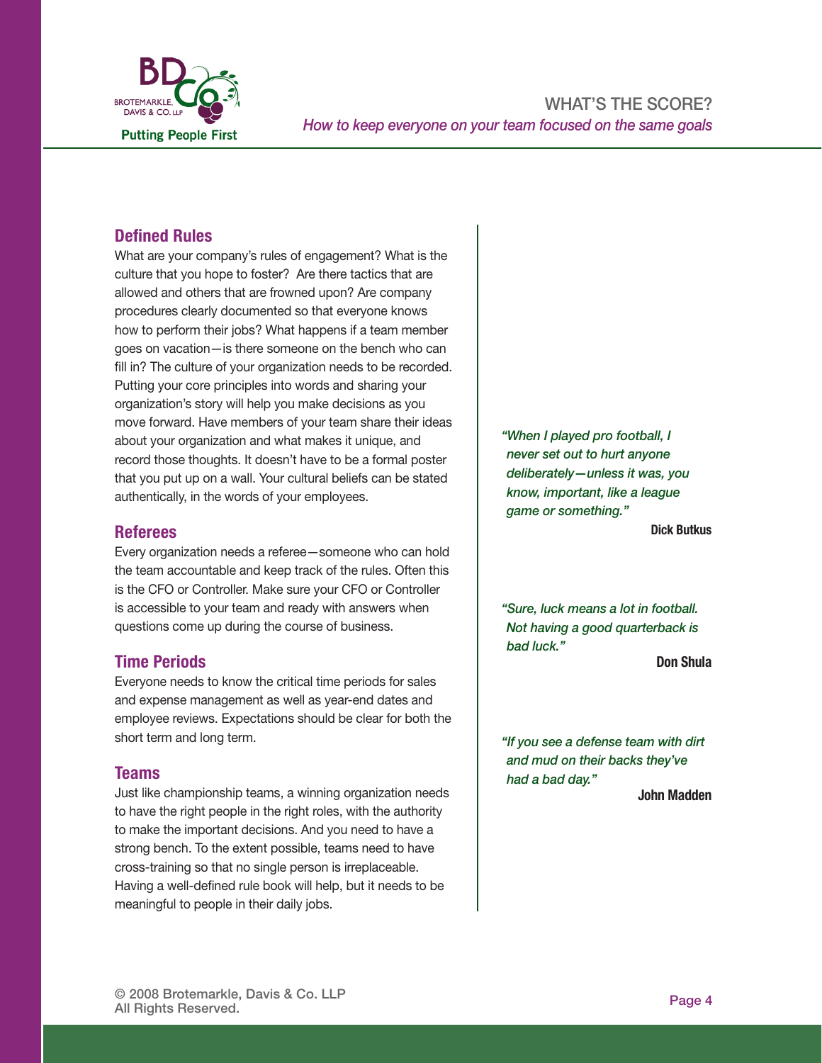## Defined Rules

What are your company's rules of engagement? What is the culture that you hope to foster? Are there tactics that are allowed and others that are frowned upon? Are company procedures clearly documented so that everyone knows how to perform their jobs? What happens if a team member goes on vacation—is there someone on the bench who can fill in? The culture of your organization needs to be recorded. Putting your core principles into words and sharing your organization's story will help you make decisions as you move forward. Have members of your team share their ideas about your organization and what makes it unique, and record those thoughts. It doesn't have to be a formal poster that you put up on a wall. Your cultural beliefs can be stated authentically, in the words of your employees.

## Referees

Every organization needs a referee—someone who can hold the team accountable and keep track of the rules. Often this is the CFO or Controller. Make sure your CFO or Controller is accessible to your team and ready with answers when questions come up during the course of business.

## Time Periods

Everyone needs to know the critical time periods for sales and expense management as well as year-end dates and employee reviews. Expectations should be clear for both the short term and long term.

## Teams

Just like championship teams, a winning organization needs to have the right people in the right roles, with the authority to make the important decisions. And you need to have a strong bench. To the extent possible, teams need to have cross-training so that no single person is irreplaceable. Having a well-defined rule book will help, but it needs to be meaningful to people in their daily jobs.

*"When I played pro football, I never set out to hurt anyone deliberately—unless it was, you know, important, like a league game or something."*

**Dick Butkus**

*"Sure, luck means a lot in football. Not having a good quarterback is bad luck."*

**Don Shula**

*"If you see a defense team with dirt and mud on their backs they've had a bad day."*

**John Madden**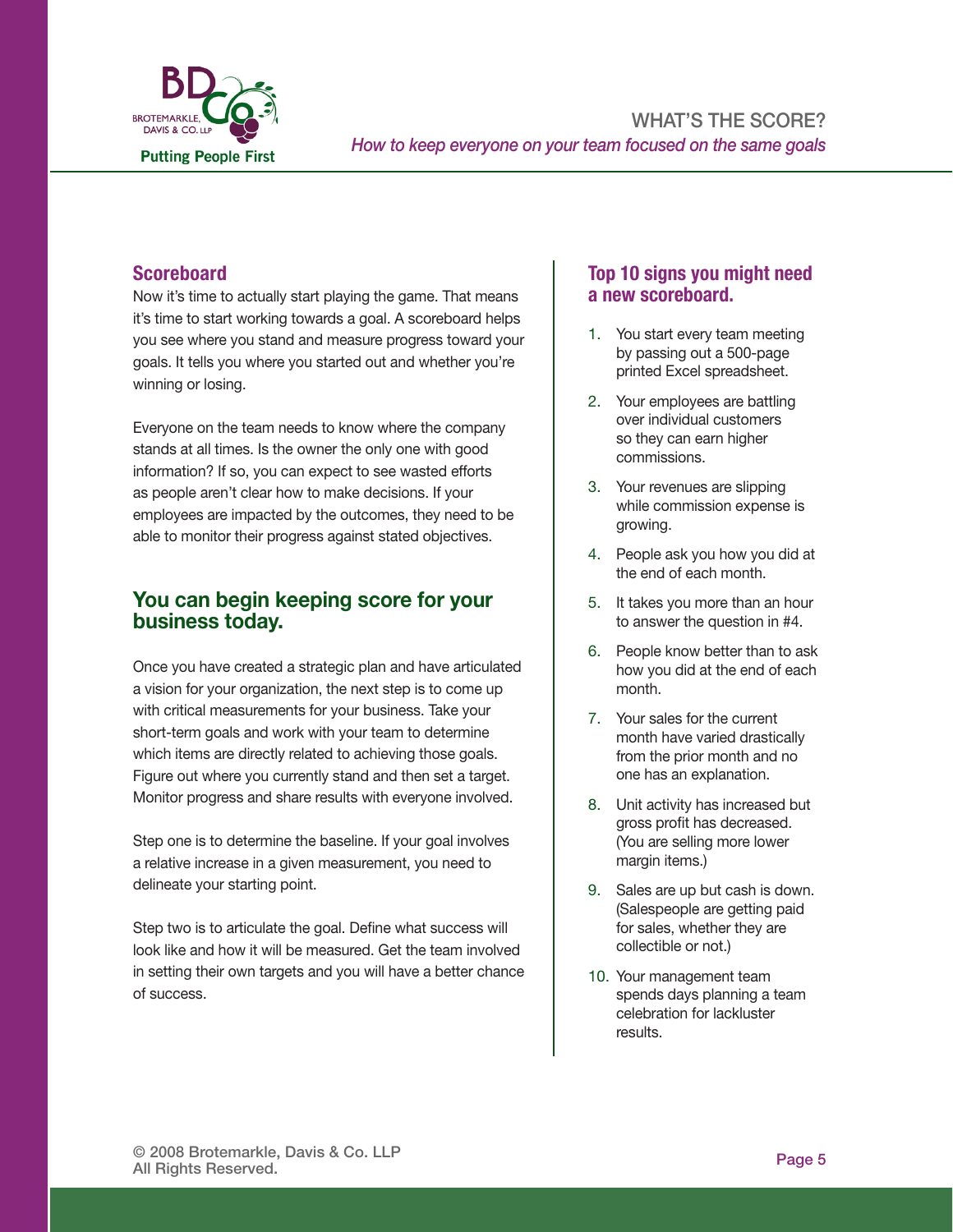## Scoreboard

Now it's time to actually start playing the game. That means it's time to start working towards a goal. A scoreboard helps you see where you stand and measure progress toward your goals. It tells you where you started out and whether you're winning or losing.

Everyone on the team needs to know where the company stands at all times. Is the owner the only one with good information? If so, you can expect to see wasted efforts as people aren't clear how to make decisions. If your employees are impacted by the outcomes, they need to be able to monitor their progress against stated objectives.

## You can begin keeping score for your business today.

Once you have created a strategic plan and have articulated a vision for your organization, the next step is to come up with critical measurements for your business. Take your short-term goals and work with your team to determine which items are directly related to achieving those goals. Figure out where you currently stand and then set a target. Monitor progress and share results with everyone involved.

Step one is to determine the baseline. If your goal involves a relative increase in a given measurement, you need to delineate your starting point.

Step two is to articulate the goal. Define what success will look like and how it will be measured. Get the team involved in setting their own targets and you will have a better chance of success.

## Top 10 signs you might need a new scoreboard.

1. You start every team meeting by passing out a 500-page printed Excel spreadsheet.
2. Your employees are battling over individual customers so they can earn higher commissions.
3. Your revenues are slipping while commission expense is growing.
4. People ask you how you did at the end of each month.
5. It takes you more than an hour to answer the question in #4.
6. People know better than to ask how you did at the end of each month.
7. Your sales for the current month have varied drastically from the prior month and no one has an explanation.
8. Unit activity has increased but gross profit has decreased. (You are selling more lower margin items.)
9. Sales are up but cash is down. (Salespeople are getting paid for sales, whether they are collectible or not.)
10. Your management team spends days planning a team celebration for lackluster results.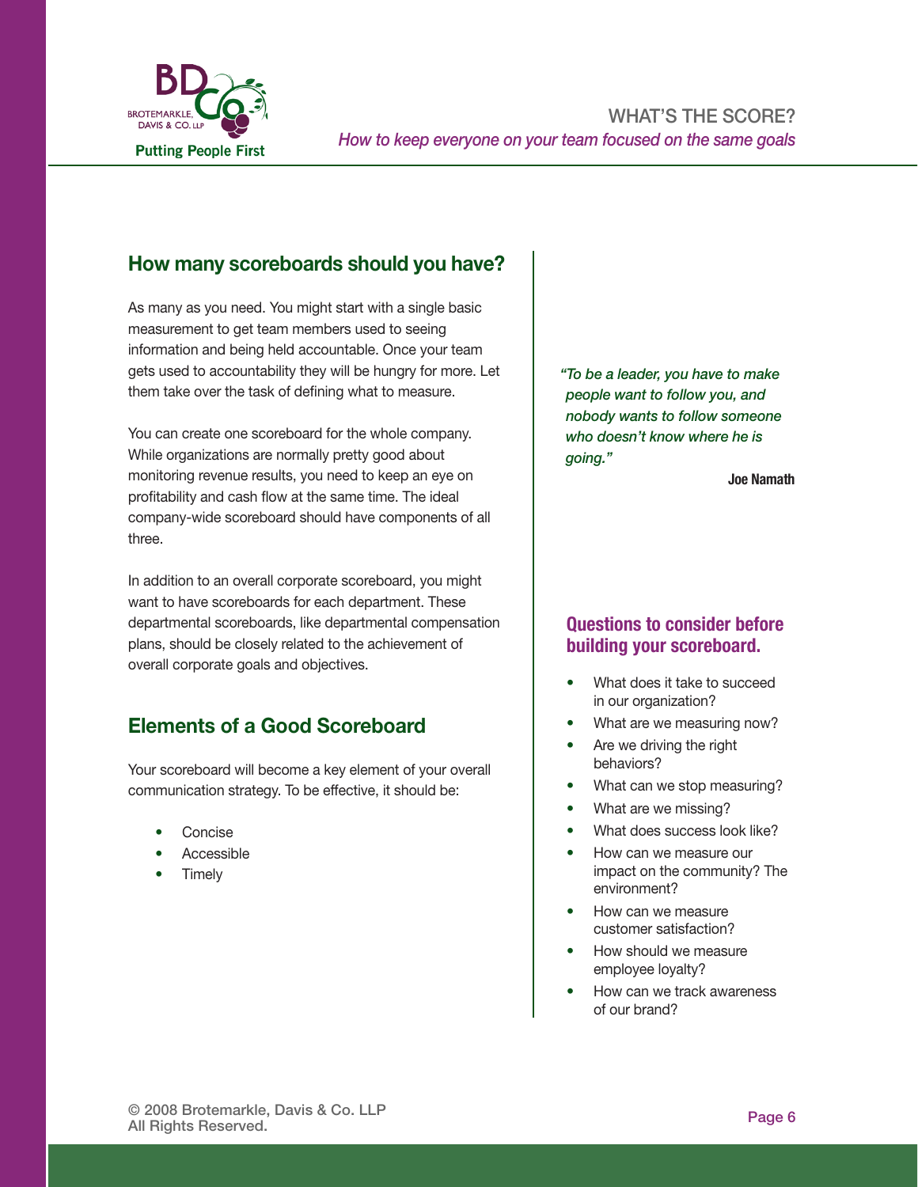## How many scoreboards should you have?

As many as you need. You might start with a single basic measurement to get team members used to seeing information and being held accountable. Once your team gets used to accountability they will be hungry for more. Let them take over the task of defining what to measure.

You can create one scoreboard for the whole company. While organizations are normally pretty good about monitoring revenue results, you need to keep an eye on profitability and cash flow at the same time. The ideal company-wide scoreboard should have components of all three.

In addition to an overall corporate scoreboard, you might want to have scoreboards for each department. These departmental scoreboards, like departmental compensation plans, should be closely related to the achievement of overall corporate goals and objectives.

## Elements of a Good Scoreboard

Your scoreboard will become a key element of your overall communication strategy. To be effective, it should be:

- Concise
- Accessible
- Timely

*"To be a leader, you have to make people want to follow you, and nobody wants to follow someone who doesn't know where he is going."*

**Joe Namath**

### Questions to consider before building your scoreboard.

- What does it take to succeed in our organization?
- What are we measuring now?
- Are we driving the right behaviors?
- What can we stop measuring?
- What are we missing?
- What does success look like?
- How can we measure our impact on the community? The environment?
- How can we measure customer satisfaction?
- How should we measure employee loyalty?
- How can we track awareness of our brand?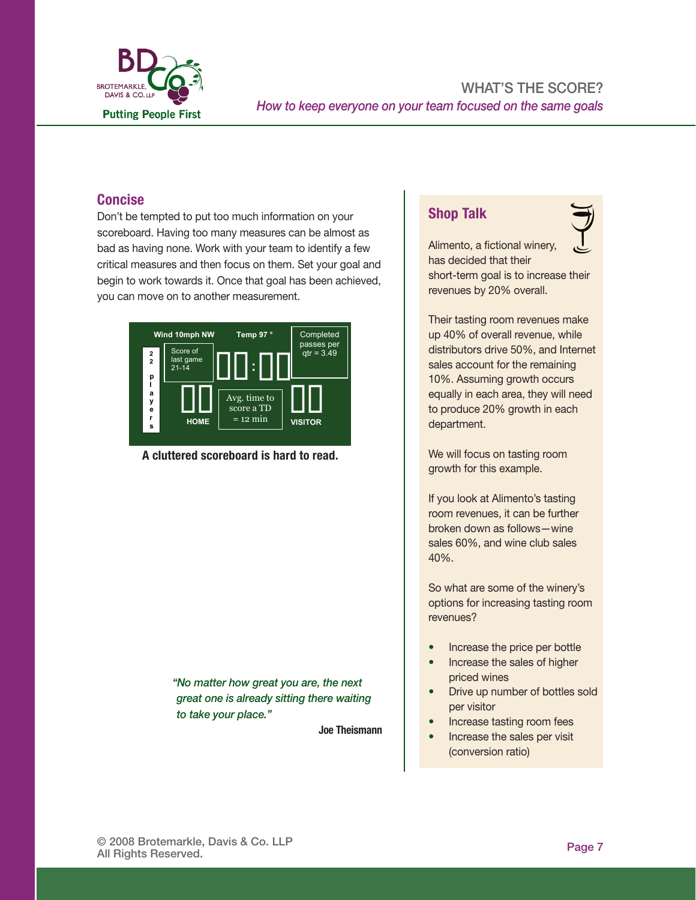## Concise

Don't be tempted to put too much information on your scoreboard. Having too many measures can be almost as bad as having none. Work with your team to identify a few critical measures and then focus on them. Set your goal and begin to work towards it. Once that goal has been achieved, you can move on to another measurement.

**A cluttered scoreboard is hard to read.**

*"No matter how great you are, the next great one is already sitting there waiting to take your place."*

**Joe Theismann**

## Shop Talk

Alimento, a fictional winery, has decided that their short-term goal is to increase their revenues by 20% overall.

Their tasting room revenues make up 40% of overall revenue, while distributors drive 50%, and Internet sales account for the remaining 10%. Assuming growth occurs equally in each area, they will need to produce 20% growth in each department.

We will focus on tasting room growth for this example.

If you look at Alimento's tasting room revenues, it can be further broken down as follows—wine sales 60%, and wine club sales 40%.

So what are some of the winery's options for increasing tasting room revenues?

- Increase the price per bottle
- Increase the sales of higher priced wines
- Drive up number of bottles sold per visitor
- Increase tasting room fees
- Increase the sales per visit (conversion ratio)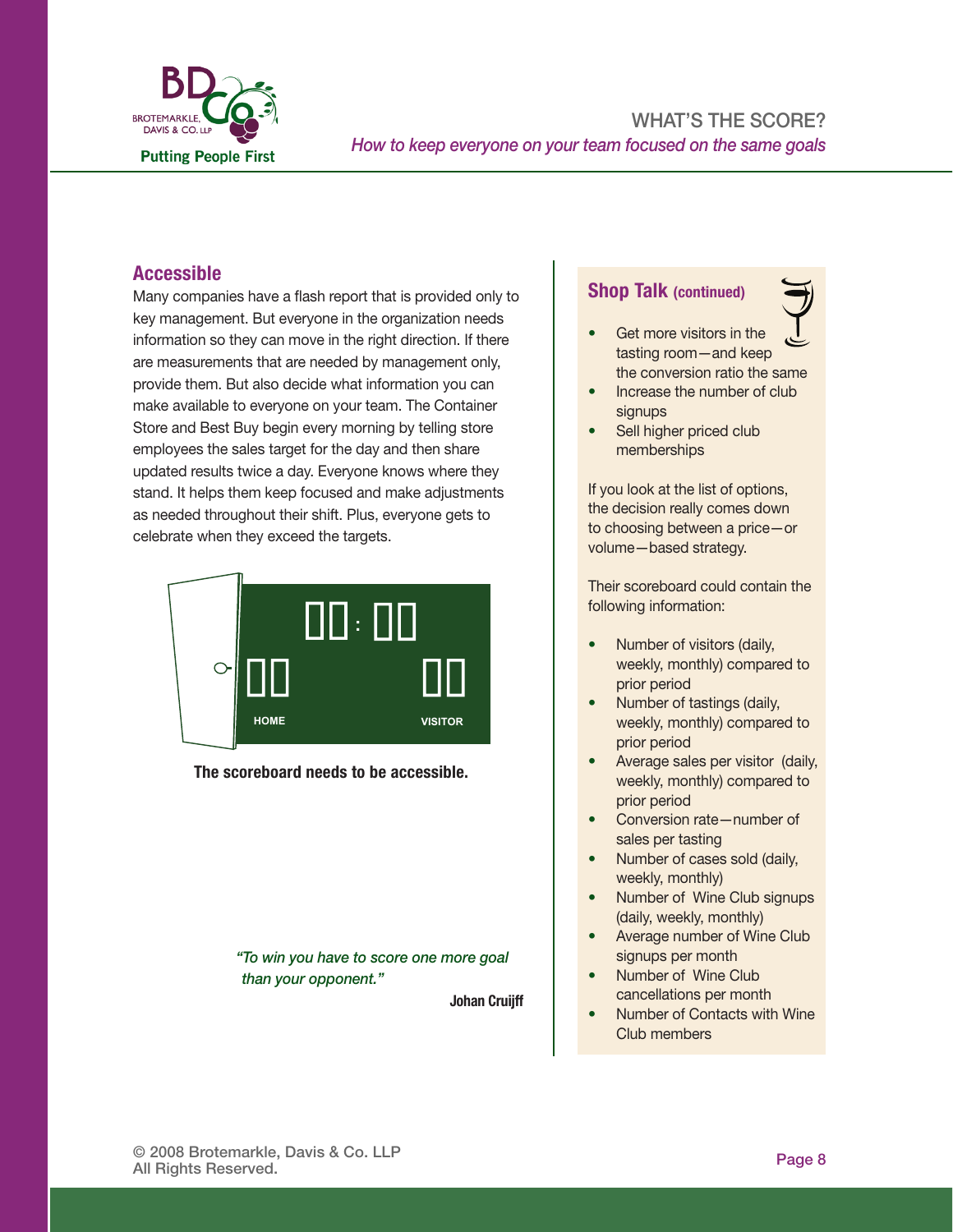## Accessible

Many companies have a flash report that is provided only to key management. But everyone in the organization needs information so they can move in the right direction. If there are measurements that are needed by management only, provide them. But also decide what information you can make available to everyone on your team. The Container Store and Best Buy begin every morning by telling store employees the sales target for the day and then share updated results twice a day. Everyone knows where they stand. It helps them keep focused and make adjustments as needed throughout their shift. Plus, everyone gets to celebrate when they exceed the targets.

**The scoreboard needs to be accessible.**

*"To win you have to score one more goal than your opponent."*

**Johan Cruijff**

## Shop Talk (continued)

- Get more visitors in the tasting room—and keep the conversion ratio the same
- Increase the number of club signups
- Sell higher priced club memberships

If you look at the list of options, the decision really comes down to choosing between a price—or volume—based strategy.

Their scoreboard could contain the following information:

- Number of visitors (daily, weekly, monthly) compared to prior period
- Number of tastings (daily, weekly, monthly) compared to prior period
- Average sales per visitor (daily, weekly, monthly) compared to prior period
- Conversion rate—number of sales per tasting
- Number of cases sold (daily, weekly, monthly)
- Number of Wine Club signups (daily, weekly, monthly)
- Average number of Wine Club signups per month
- Number of Wine Club cancellations per month
- Number of Contacts with Wine Club members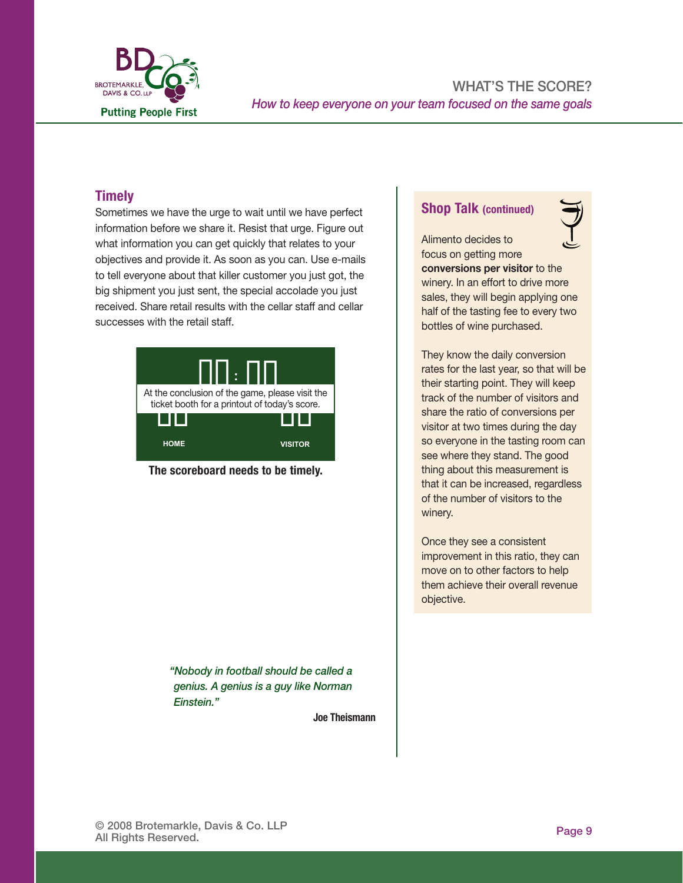## Timely

Sometimes we have the urge to wait until we have perfect information before we share it. Resist that urge. Figure out what information you can get quickly that relates to your objectives and provide it. As soon as you can. Use e-mails to tell everyone about that killer customer you just got, the big shipment you just sent, the special accolade you just received. Share retail results with the cellar staff and cellar successes with the retail staff.

At the conclusion of the game, please visit the ticket booth for a printout of today's score.

HOME VISITOR

**The scoreboard needs to be timely.**

*"Nobody in football should be called a genius. A genius is a guy like Norman Einstein."*

**Joe Theismann**

## Shop Talk (continued)

Alimento decides to focus on getting more **conversions per visitor** to the winery. In an effort to drive more sales, they will begin applying one half of the tasting fee to every two bottles of wine purchased.

They know the daily conversion rates for the last year, so that will be their starting point. They will keep track of the number of visitors and share the ratio of conversions per visitor at two times during the day so everyone in the tasting room can see where they stand. The good thing about this measurement is that it can be increased, regardless of the number of visitors to the winery.

Once they see a consistent improvement in this ratio, they can move on to other factors to help them achieve their overall revenue objective.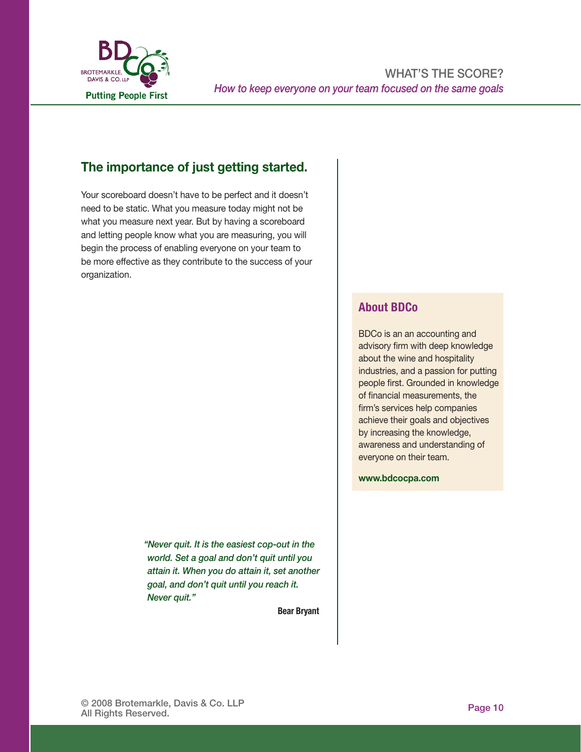## The importance of just getting started.

Your scoreboard doesn't have to be perfect and it doesn't need to be static. What you measure today might not be what you measure next year. But by having a scoreboard and letting people know what you are measuring, you will begin the process of enabling everyone on your team to be more effective as they contribute to the success of your organization.

*"Never quit. It is the easiest cop-out in the world. Set a goal and don't quit until you attain it. When you do attain it, set another goal, and don't quit until you reach it. Never quit."*

**Bear Bryant**

### About BDCo

BDCo is an an accounting and advisory firm with deep knowledge about the wine and hospitality industries, and a passion for putting people first. Grounded in knowledge of financial measurements, the firm's services help companies achieve their goals and objectives by increasing the knowledge, awareness and understanding of everyone on their team.

**www.bdcocpa.com**

© 2008 Brotemarkle, Davis & Co. LLP
All Rights Reserved.